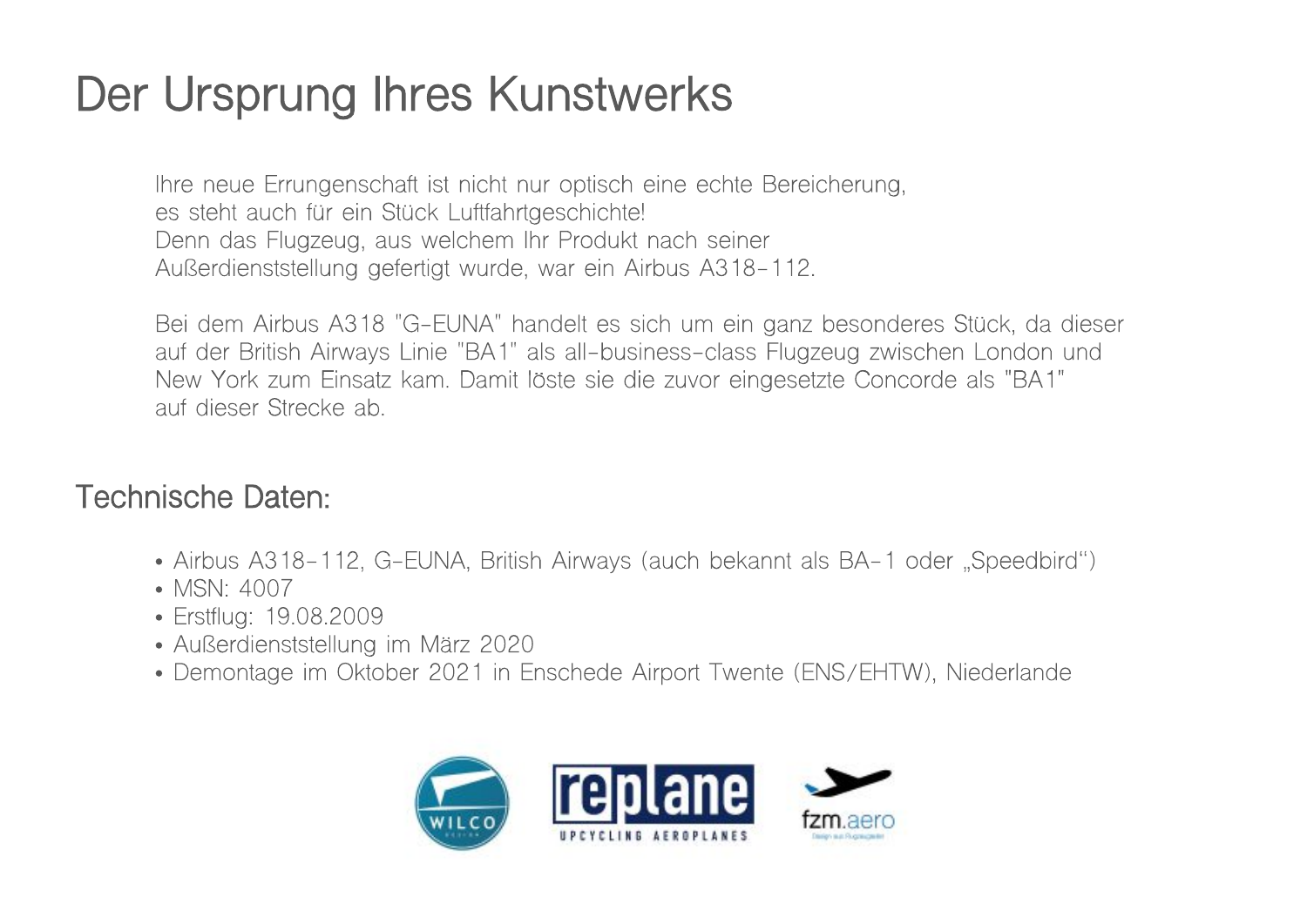# Der Ursprung Ihres Kunstwerks

Ihre neue Errungenschaft ist nicht nur optisch eine echte Bereicherung, es steht auch für ein Stück Luftfahrtgeschichte! Denn das Flugzeug, aus welchem Ihr Produkt nach seiner Außerdienststellung gefertigt wurde, war ein Airbus A318-112.

Bei dem Airbus A318 "G-EUNA" handelt es sich um ein ganz besonderes Stück, da dieser auf der British Airways Linie "BA1" als all-business-class Flugzeug zwischen London und New York zum Einsatz kam. Damit löste sie die zuvor eingesetzte Concorde als "BA1" auf dieser Strecke ab.

## Technische Daten:

- Airbus A318-112, G-EUNA, British Airways (auch bekannt als BA-1 oder „Speedbird“)
- MSN: 4007
- Erstflug: 19.08.2009
- Außerdienststellung im März 2020
- Demontage im Oktober 2021 in Enschede Airport Twente (ENS/EHTW), Niederlande

WILCO DESIGN

replane UPCYCLING AEROPLANES

fzm.aero Design aus Flugzeugteilen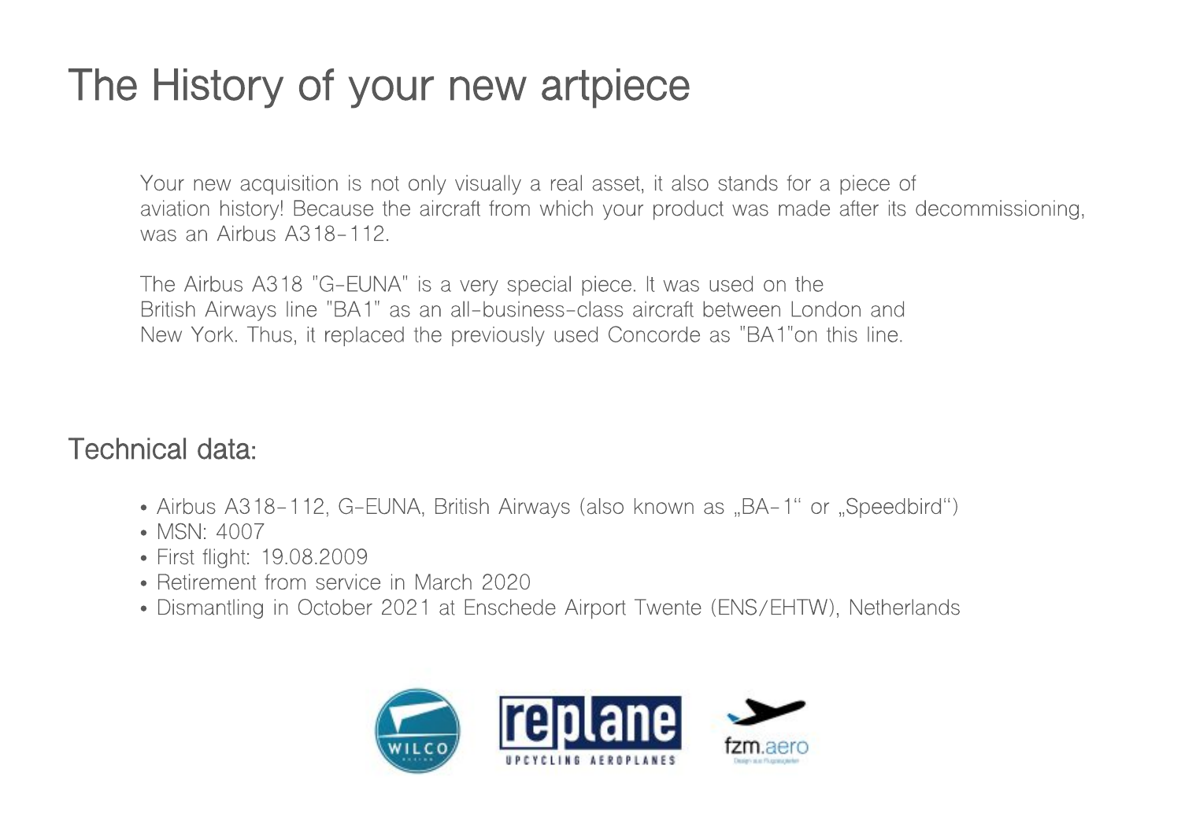# The History of your new artpiece

Your new acquisition is not only visually a real asset, it also stands for a piece of aviation history! Because the aircraft from which your product was made after its decommissioning, was an Airbus A318-112.

The Airbus A318 "G-EUNA" is a very special piece. It was used on the British Airways line "BA1" as an all-business-class aircraft between London and New York. Thus, it replaced the previously used Concorde as "BA1"on this line.

## Technical data:

- Airbus A318-112, G-EUNA, British Airways (also known as „BA-1“ or „Speedbird“)
- MSN: 4007
- First flight: 19.08.2009
- Retirement from service in March 2020
- Dismantling in October 2021 at Enschede Airport Twente (ENS/EHTW), Netherlands

WILCO replane UPCYCLING AEROPLANES fzm.aero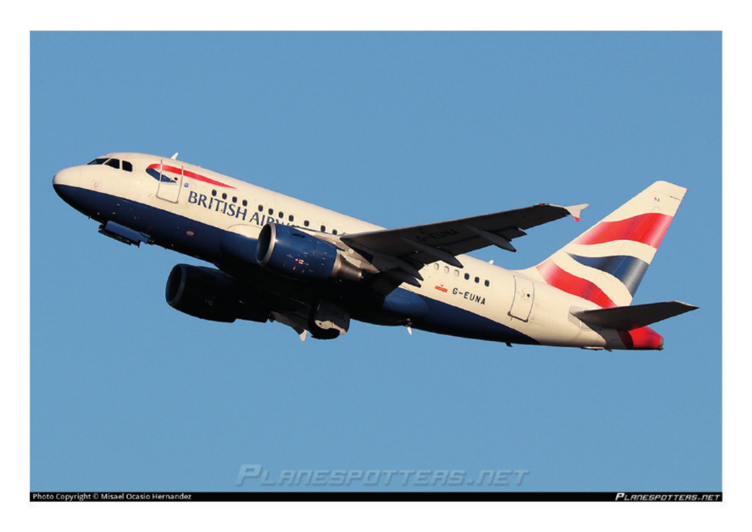Photo Copyright © Misael Ocasio Hernandez

Planespotters.net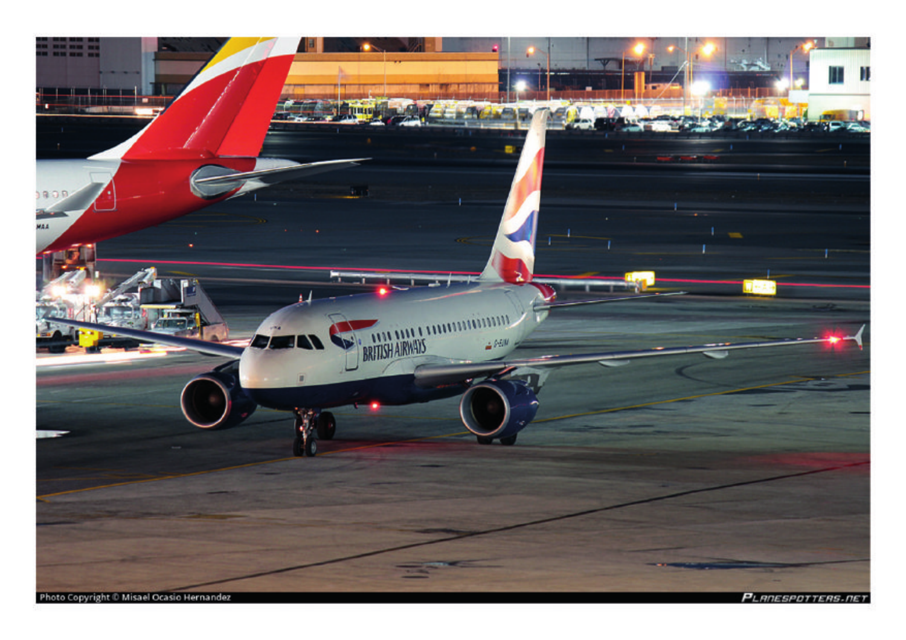Photo Copyright © Misael Ocasio Hernandez

PLANESPOTTERS.NET